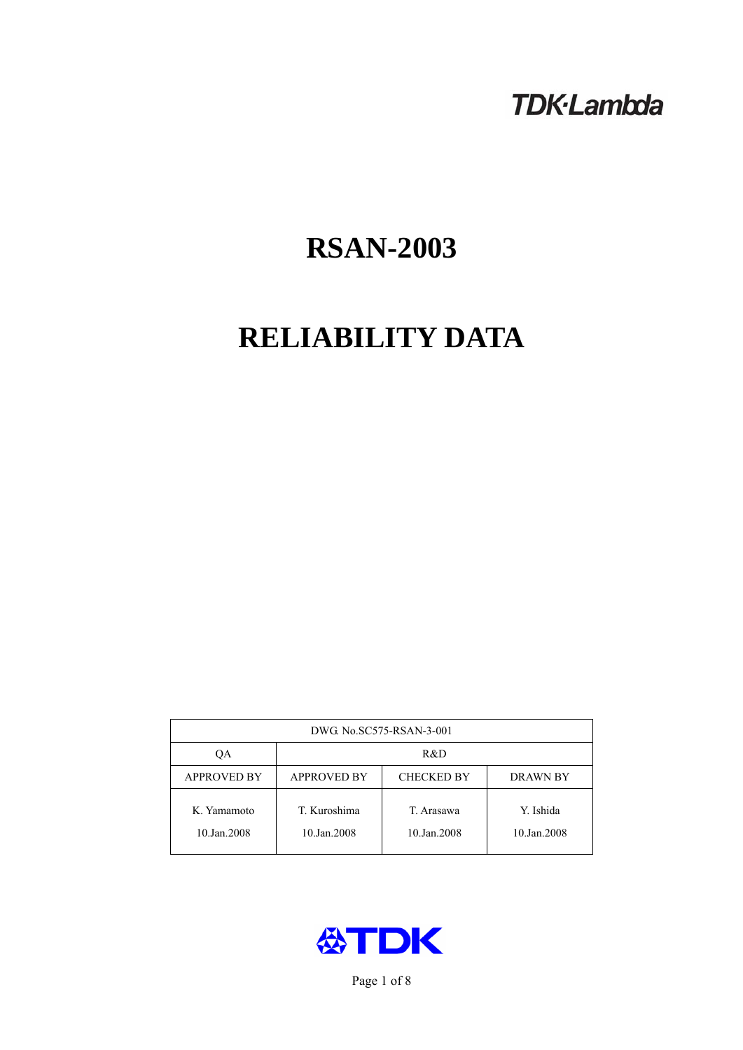TDK·Lambda

# RSAN-2003

# RELIABILITY DATA

| DWG. No.SC575-RSAN-3-001 | | | |
|---|---|---|---|
| QA | R&D | | |
| APPROVED BY | APPROVED BY | CHECKED BY | DRAWN BY |
| K. Yamamoto<br>10.Jan.2008 | T. Kuroshima<br>10.Jan.2008 | T. Arasawa<br>10.Jan.2008 | Y. Ishida<br>10.Jan.2008 |

TDK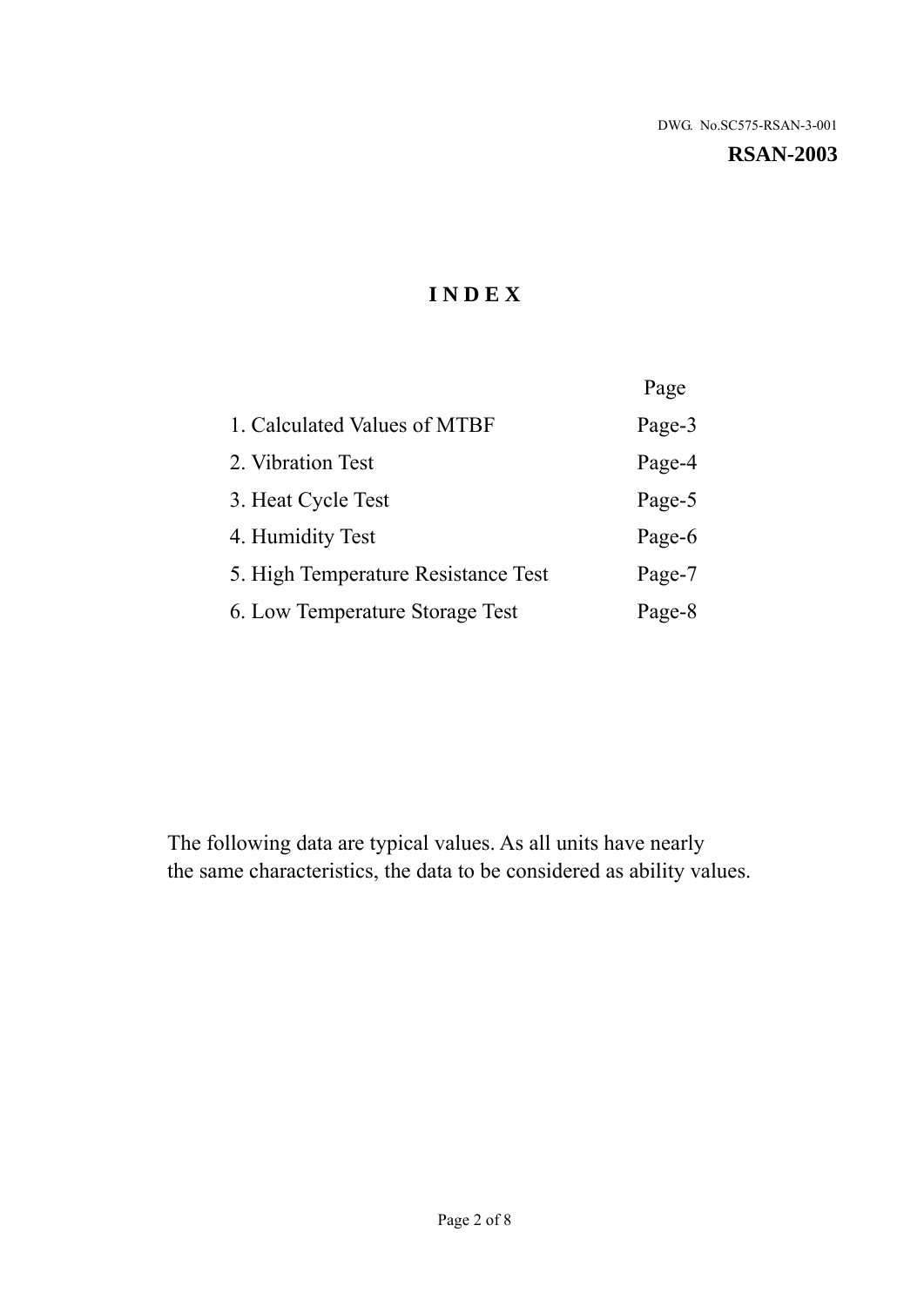DWG. No.SC575-RSAN-3-001

**RSAN-2003**

# I N D E X

| | Page |
|---|---|
| 1. Calculated Values of MTBF | Page-3 |
| 2. Vibration Test | Page-4 |
| 3. Heat Cycle Test | Page-5 |
| 4. Humidity Test | Page-6 |
| 5. High Temperature Resistance Test | Page-7 |
| 6. Low Temperature Storage Test | Page-8 |

The following data are typical values. As all units have nearly the same characteristics, the data to be considered as ability values.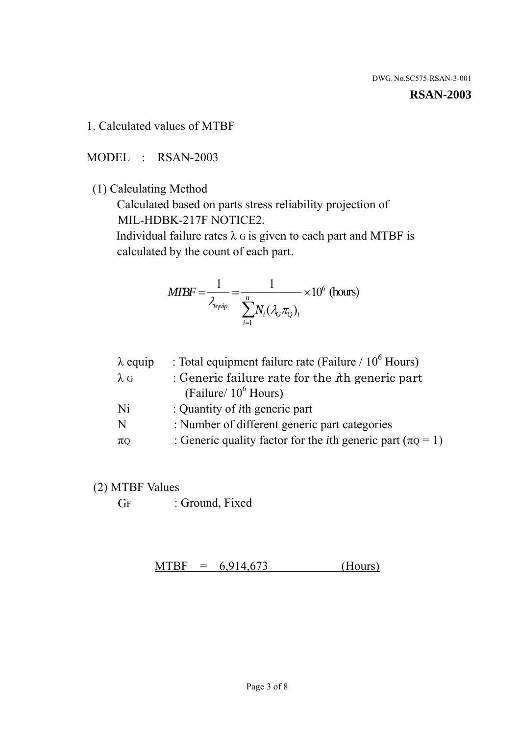DWG. No.SC575-RSAN-3-001

**RSAN-2003**

## 1. Calculated values of MTBF

MODEL : RSAN-2003

(1) Calculating Method

Calculated based on parts stress reliability projection of MIL-HDBK-217F NOTICE2.

Individual failure rates $\lambda_G$ is given to each part and MTBF is calculated by the count of each part.

$$MTBF = \frac{1}{\lambda_{equip}} = \frac{1}{\sum_{i=1}^{n} N_i (\lambda_G \pi_Q)_i} \times 10^6 \text{ (hours)}$$

| | |
|---|---|
| $\lambda$ equip | : Total equipment failure rate (Failure / $10^6$ Hours) |
| $\lambda_G$ | : Generic failure rate for the *i*th generic part (Failure/ $10^6$ Hours) |
| Ni | : Quantity of *i*th generic part |
| N | : Number of different generic part categories |
| $\pi_Q$ | : Generic quality factor for the *i*th generic part ($\pi_Q = 1$) |

(2) MTBF Values

$G_F$ : Ground, Fixed

MTBF = 6,914,673 (Hours)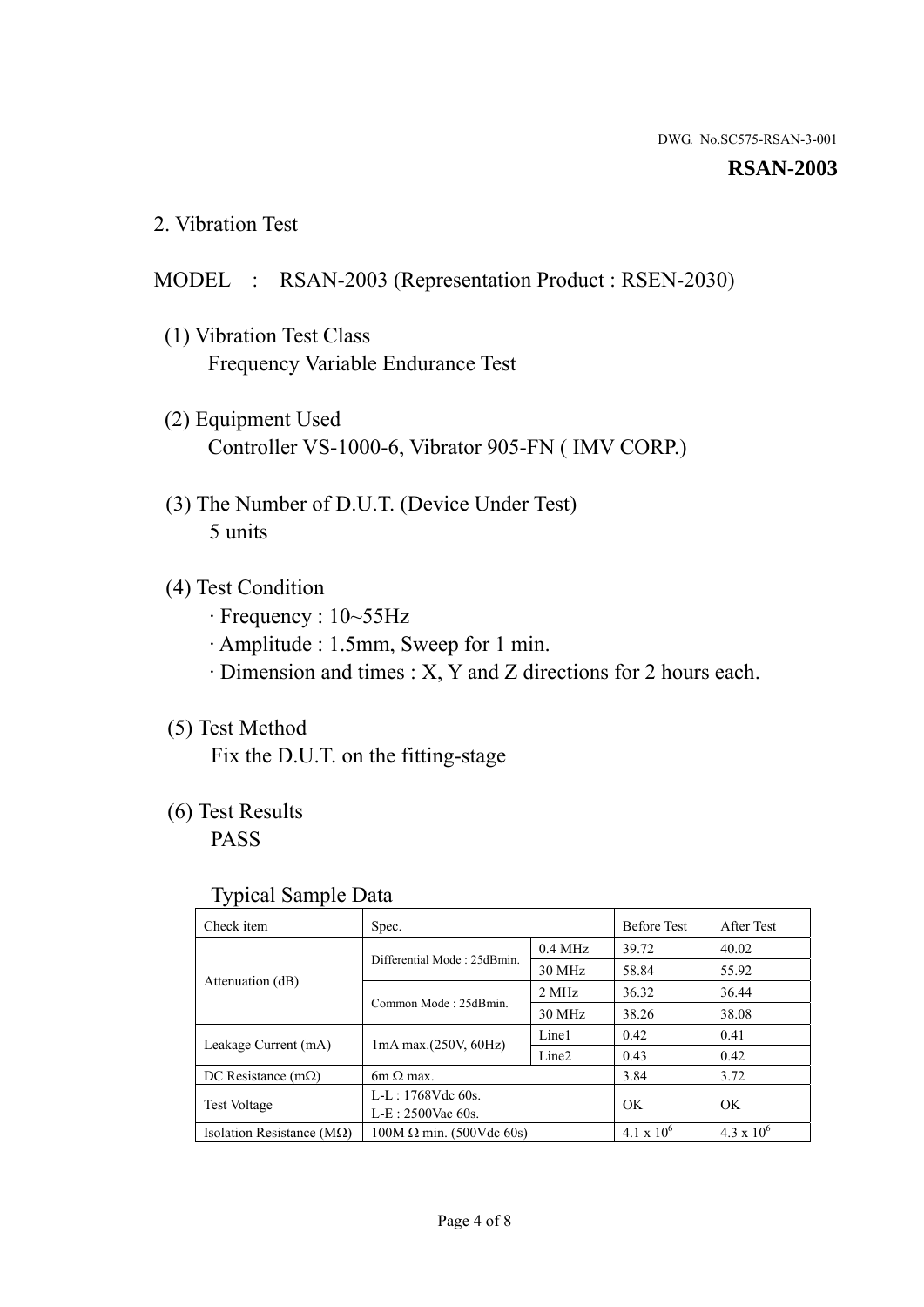DWG. No.SC575-RSAN-3-001

**RSAN-2003**

## 2. Vibration Test

MODEL : RSAN-2003 (Representation Product : RSEN-2030)

(1) Vibration Test Class
Frequency Variable Endurance Test

(2) Equipment Used
Controller VS-1000-6, Vibrator 905-FN ( IMV CORP.)

(3) The Number of D.U.T. (Device Under Test)
5 units

(4) Test Condition
· Frequency : 10~55Hz
· Amplitude : 1.5mm, Sweep for 1 min.
· Dimension and times : X, Y and Z directions for 2 hours each.

(5) Test Method
Fix the D.U.T. on the fitting-stage

(6) Test Results
PASS

Typical Sample Data

| Check item | Spec. | | Before Test | After Test |
|---|---|---|---|---|
| Attenuation (dB) | Differential Mode : 25dBmin. | 0.4 MHz | 39.72 | 40.02 |
| | | 30 MHz | 58.84 | 55.92 |
| | Common Mode : 25dBmin. | 2 MHz | 36.32 | 36.44 |
| | | 30 MHz | 38.26 | 38.08 |
| Leakage Current (mA) | 1mA max.(250V, 60Hz) | Line1 | 0.42 | 0.41 |
| | | Line2 | 0.43 | 0.42 |
| DC Resistance (mΩ) | 6m Ω max. | | 3.84 | 3.72 |
| Test Voltage | L-L : 1768Vdc 60s.<br>L-E : 2500Vac 60s. | | OK | OK |
| Isolation Resistance (MΩ) | 100M Ω min. (500Vdc 60s) | | $4.1 \times 10^6$ | $4.3 \times 10^6$ |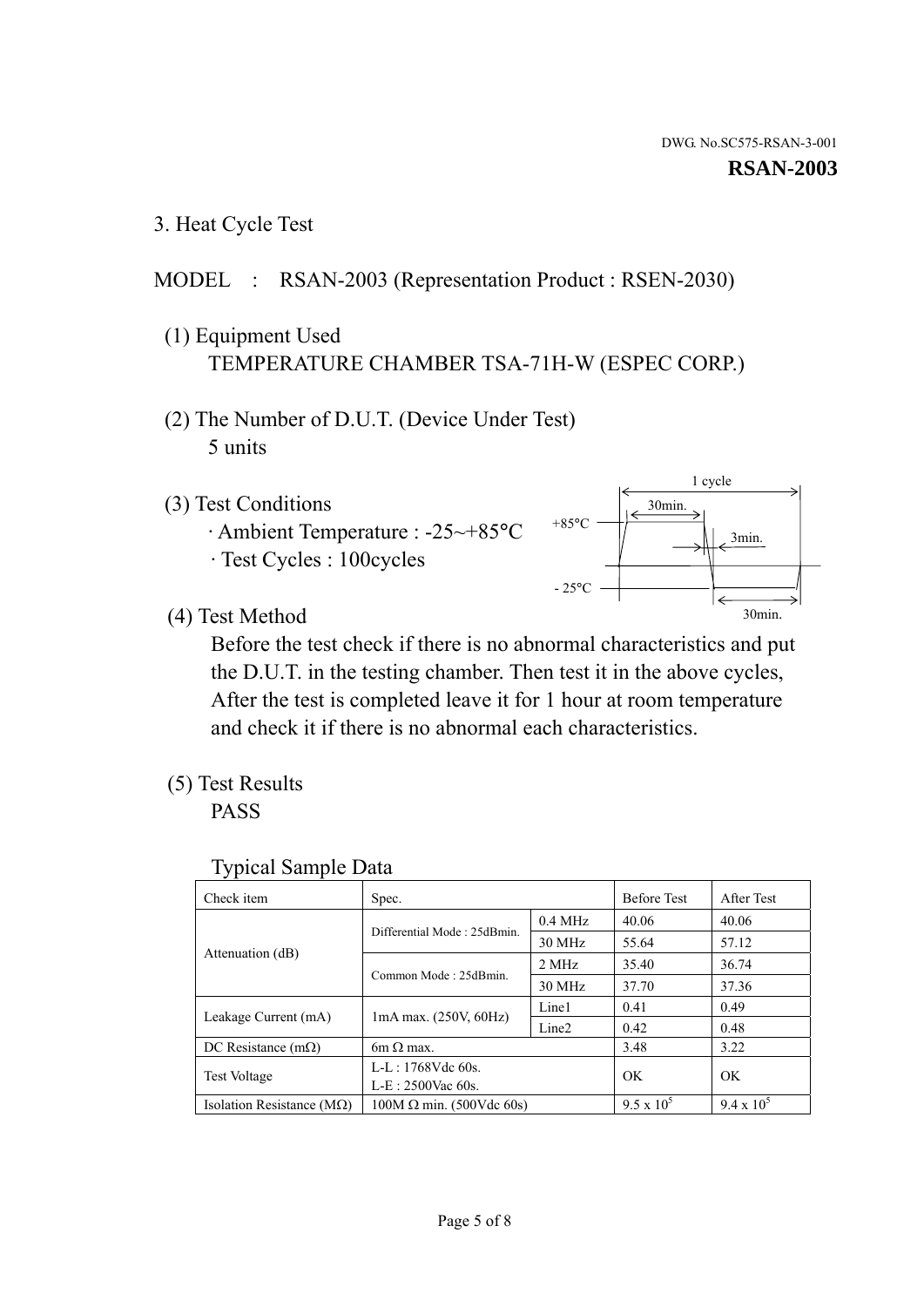DWG. No.SC575-RSAN-3-001

**RSAN-2003**

## 3. Heat Cycle Test

MODEL : RSAN-2003 (Representation Product : RSEN-2030)

(1) Equipment Used
TEMPERATURE CHAMBER TSA-71H-W (ESPEC CORP.)

(2) The Number of D.U.T. (Device Under Test)
5 units

(3) Test Conditions
· Ambient Temperature : -25~+85°C
· Test Cycles : 100cycles

1 cycle
30min.
+85°C
3min.
- 25°C
30min.

(4) Test Method
Before the test check if there is no abnormal characteristics and put the D.U.T. in the testing chamber. Then test it in the above cycles, After the test is completed leave it for 1 hour at room temperature and check it if there is no abnormal each characteristics.

(5) Test Results
PASS

Typical Sample Data

| Check item | Spec. | | Before Test | After Test |
|---|---|---|---|---|
| Attenuation (dB) | Differential Mode : 25dBmin. | 0.4 MHz | 40.06 | 40.06 |
| | | 30 MHz | 55.64 | 57.12 |
| | Common Mode : 25dBmin. | 2 MHz | 35.40 | 36.74 |
| | | 30 MHz | 37.70 | 37.36 |
| Leakage Current (mA) | 1mA max. (250V, 60Hz) | Line1 | 0.41 | 0.49 |
| | | Line2 | 0.42 | 0.48 |
| DC Resistance (mΩ) | 6m Ω max. | | 3.48 | 3.22 |
| Test Voltage | L-L : 1768Vdc 60s.<br>L-E : 2500Vac 60s. | | OK | OK |
| Isolation Resistance (MΩ) | 100M Ω min. (500Vdc 60s) | | $9.5 \times 10^5$ | $9.4 \times 10^5$ |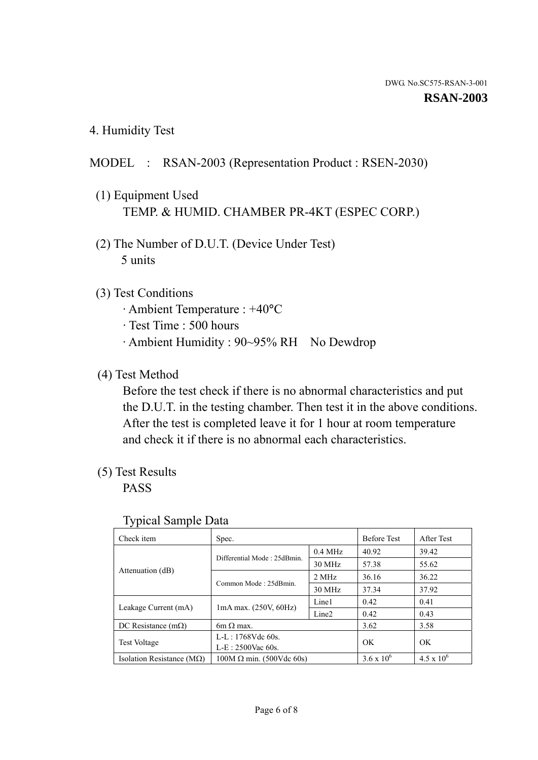DWG. No.SC575-RSAN-3-001

**RSAN-2003**

## 4. Humidity Test

MODEL : RSAN-2003 (Representation Product : RSEN-2030)

(1) Equipment Used
TEMP. & HUMID. CHAMBER PR-4KT (ESPEC CORP.)

(2) The Number of D.U.T. (Device Under Test)
5 units

(3) Test Conditions
· Ambient Temperature : +40°C
· Test Time : 500 hours
· Ambient Humidity : 90~95% RH No Dewdrop

(4) Test Method
Before the test check if there is no abnormal characteristics and put the D.U.T. in the testing chamber. Then test it in the above conditions. After the test is completed leave it for 1 hour at room temperature and check it if there is no abnormal each characteristics.

(5) Test Results
PASS

Typical Sample Data

| Check item | Spec. | | Before Test | After Test |
|---|---|---|---|---|
| Attenuation (dB) | Differential Mode : 25dBmin. | 0.4 MHz | 40.92 | 39.42 |
| | | 30 MHz | 57.38 | 55.62 |
| | Common Mode : 25dBmin. | 2 MHz | 36.16 | 36.22 |
| | | 30 MHz | 37.34 | 37.92 |
| Leakage Current (mA) | 1mA max. (250V, 60Hz) | Line1 | 0.42 | 0.41 |
| | | Line2 | 0.42 | 0.43 |
| DC Resistance (mΩ) | 6m Ω max. | | 3.62 | 3.58 |
| Test Voltage | L-L : 1768Vdc 60s.<br>L-E : 2500Vac 60s. | | OK | OK |
| Isolation Resistance (MΩ) | 100M Ω min. (500Vdc 60s) | | $3.6 \times 10^6$ | $4.5 \times 10^6$ |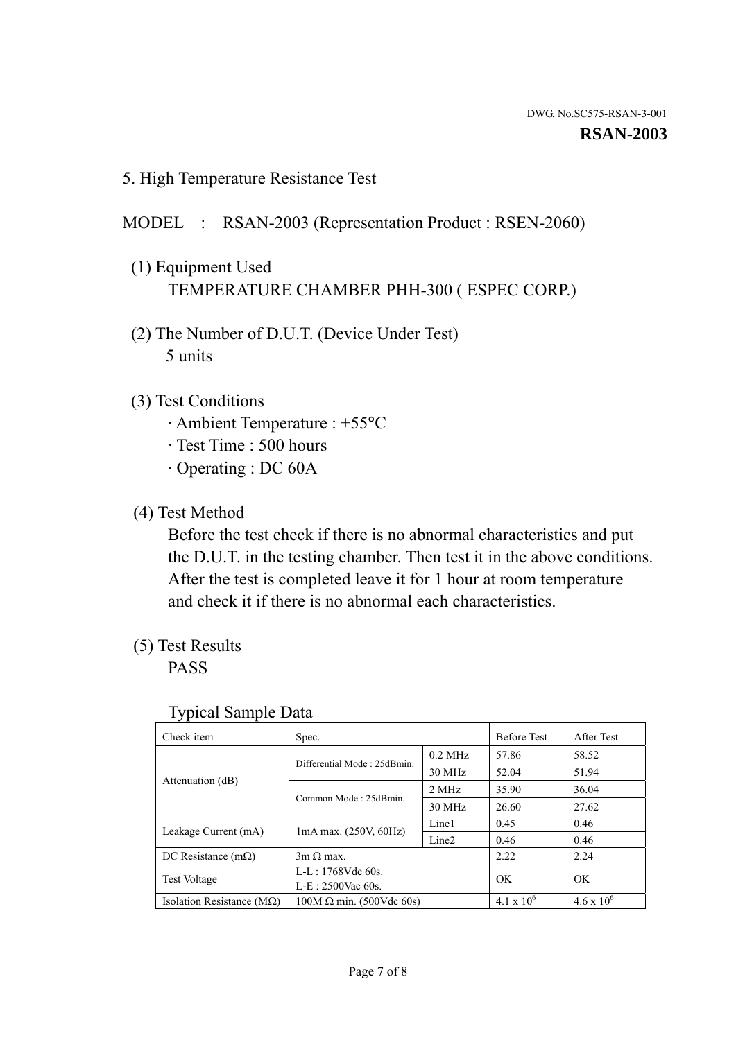DWG. No.SC575-RSAN-3-001

**RSAN-2003**

## 5. High Temperature Resistance Test

MODEL : RSAN-2003 (Representation Product : RSEN-2060)

(1) Equipment Used
TEMPERATURE CHAMBER PHH-300 ( ESPEC CORP.)

(2) The Number of D.U.T. (Device Under Test)
5 units

(3) Test Conditions
· Ambient Temperature : +55°C
· Test Time : 500 hours
· Operating : DC 60A

(4) Test Method
Before the test check if there is no abnormal characteristics and put the D.U.T. in the testing chamber. Then test it in the above conditions. After the test is completed leave it for 1 hour at room temperature and check it if there is no abnormal each characteristics.

(5) Test Results
PASS

Typical Sample Data

| Check item | Spec. | | Before Test | After Test |
|---|---|---|---|---|
| Attenuation (dB) | Differential Mode : 25dBmin. | 0.2 MHz | 57.86 | 58.52 |
| | | 30 MHz | 52.04 | 51.94 |
| | Common Mode : 25dBmin. | 2 MHz | 35.90 | 36.04 |
| | | 30 MHz | 26.60 | 27.62 |
| Leakage Current (mA) | 1mA max. (250V, 60Hz) | Line1 | 0.45 | 0.46 |
| | | Line2 | 0.46 | 0.46 |
| DC Resistance (mΩ) | 3m Ω max. | | 2.22 | 2.24 |
| Test Voltage | L-L : 1768Vdc 60s.<br>L-E : 2500Vac 60s. | | OK | OK |
| Isolation Resistance (MΩ) | 100M Ω min. (500Vdc 60s) | | $4.1 \times 10^6$ | $4.6 \times 10^6$ |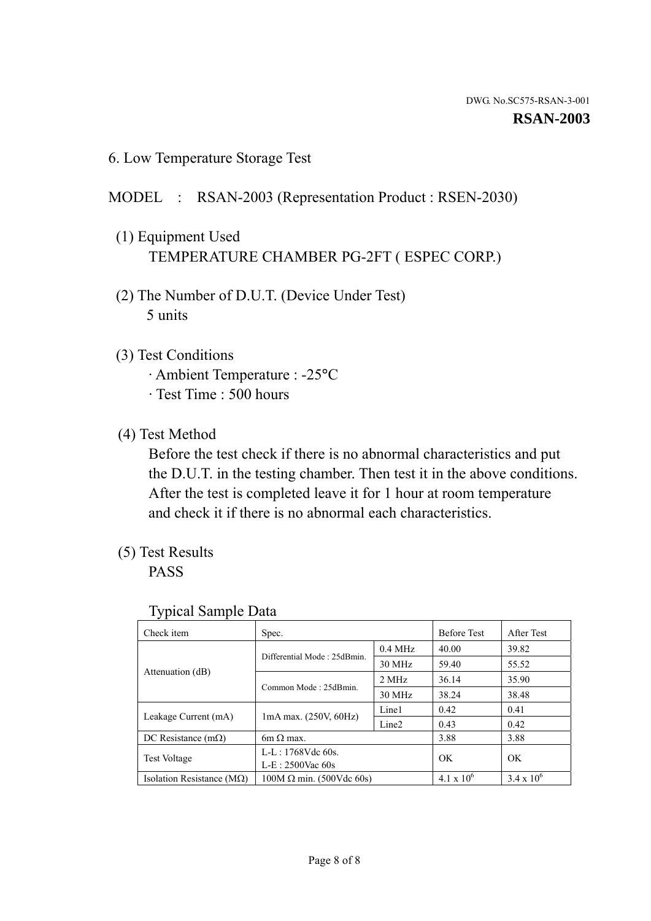DWG. No.SC575-RSAN-3-001

**RSAN-2003**

## 6. Low Temperature Storage Test

MODEL : RSAN-2003 (Representation Product : RSEN-2030)

(1) Equipment Used

TEMPERATURE CHAMBER PG-2FT ( ESPEC CORP.)

(2) The Number of D.U.T. (Device Under Test)

5 units

(3) Test Conditions

· Ambient Temperature : -25°C

· Test Time : 500 hours

(4) Test Method

Before the test check if there is no abnormal characteristics and put the D.U.T. in the testing chamber. Then test it in the above conditions. After the test is completed leave it for 1 hour at room temperature and check it if there is no abnormal each characteristics.

(5) Test Results

PASS

Typical Sample Data

| Check item | Spec. | | Before Test | After Test |
|---|---|---|---|---|
| Attenuation (dB) | Differential Mode : 25dBmin. | 0.4 MHz | 40.00 | 39.82 |
| | | 30 MHz | 59.40 | 55.52 |
| | Common Mode : 25dBmin. | 2 MHz | 36.14 | 35.90 |
| | | 30 MHz | 38.24 | 38.48 |
| Leakage Current (mA) | 1mA max. (250V, 60Hz) | Line1 | 0.42 | 0.41 |
| | | Line2 | 0.43 | 0.42 |
| DC Resistance (mΩ) | 6m Ω max. | | 3.88 | 3.88 |
| Test Voltage | L-L : 1768Vdc 60s.<br>L-E : 2500Vac 60s | | OK | OK |
| Isolation Resistance (MΩ) | 100M Ω min. (500Vdc 60s) | | $4.1 \times 10^6$ | $3.4 \times 10^6$ |